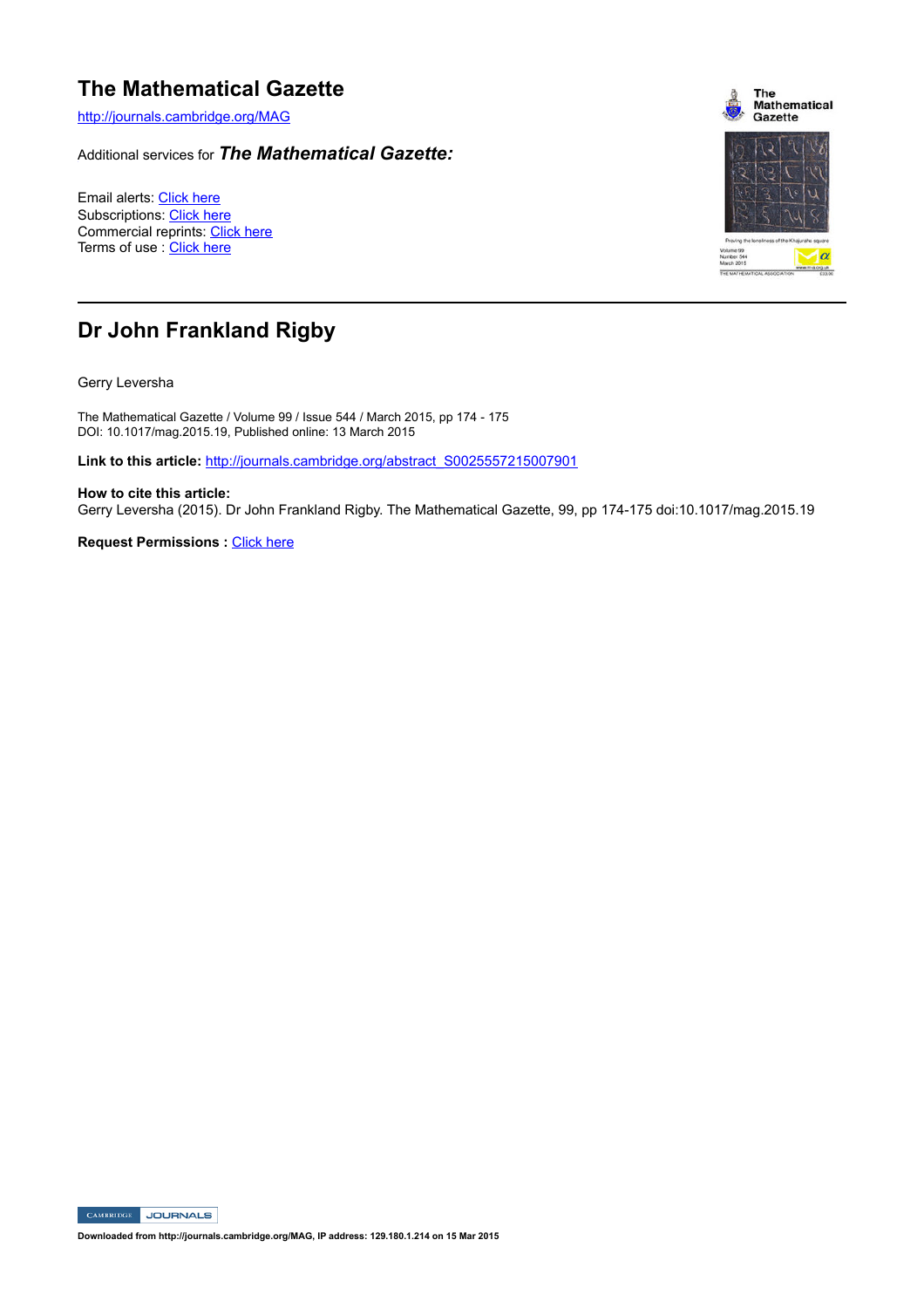# The Mathematical Gazette

http://journals.cambridge.org/MAG

Additional services for ***The Mathematical Gazette:***

Email alerts: Click here
Subscriptions: Click here
Commercial reprints: Click here
Terms of use : Click here

## Dr John Frankland Rigby

Gerry Leversha

The Mathematical Gazette / Volume 99 / Issue 544 / March 2015, pp 174 - 175
DOI: 10.1017/mag.2015.19, Published online: 13 March 2015

**Link to this article:** http://journals.cambridge.org/abstract_S0025557215007901

**How to cite this article:**
Gerry Leversha (2015). Dr John Frankland Rigby. The Mathematical Gazette, 99, pp 174-175 doi:10.1017/mag.2015.19

**Request Permissions :** Click here

**Downloaded from http://journals.cambridge.org/MAG, IP address: 129.180.1.214 on 15 Mar 2015**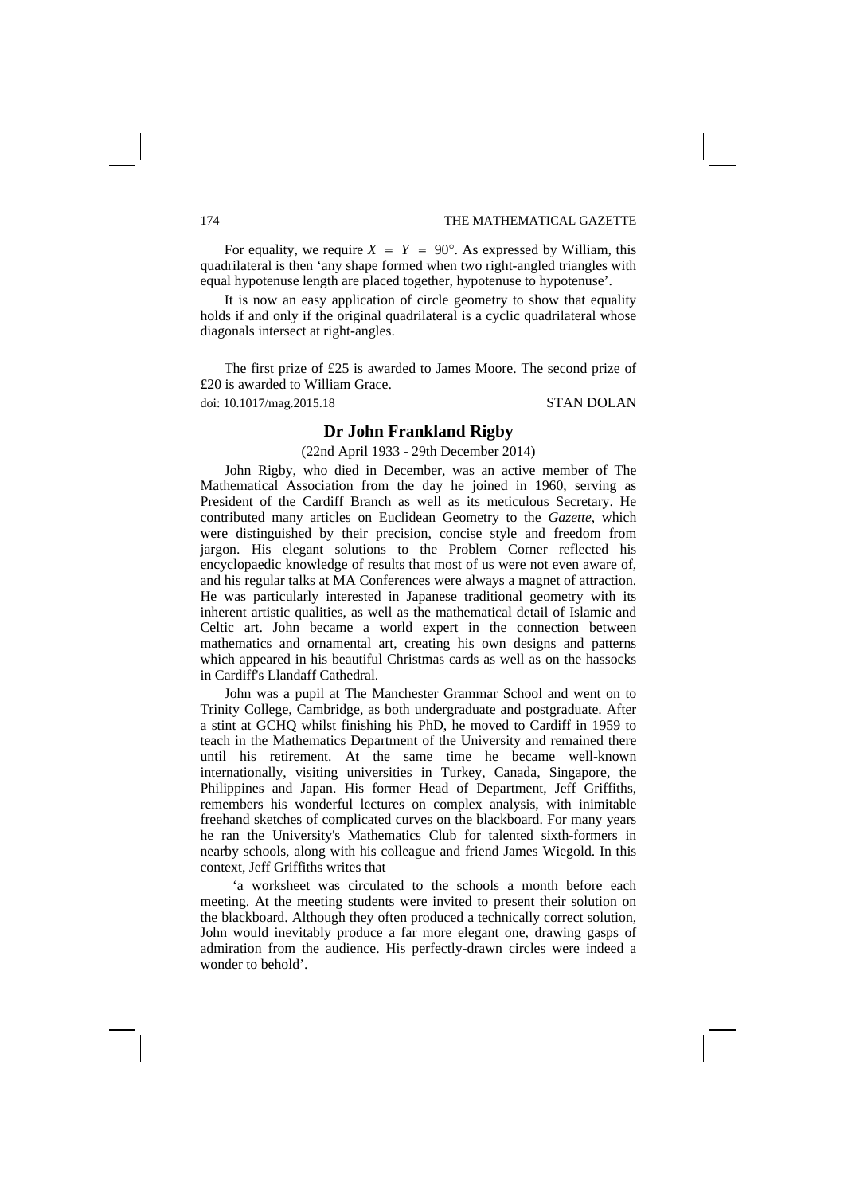For equality, we require $X = Y = 90°$. As expressed by William, this quadrilateral is then 'any shape formed when two right-angled triangles with equal hypotenuse length are placed together, hypotenuse to hypotenuse'.

It is now an easy application of circle geometry to show that equality holds if and only if the original quadrilateral is a cyclic quadrilateral whose diagonals intersect at right-angles.

The first prize of £25 is awarded to James Moore. The second prize of £20 is awarded to William Grace.

doi: 10.1017/mag.2015.18 STAN DOLAN

## Dr John Frankland Rigby

(22nd April 1933 - 29th December 2014)

John Rigby, who died in December, was an active member of The Mathematical Association from the day he joined in 1960, serving as President of the Cardiff Branch as well as its meticulous Secretary. He contributed many articles on Euclidean Geometry to the *Gazette*, which were distinguished by their precision, concise style and freedom from jargon. His elegant solutions to the Problem Corner reflected his encyclopaedic knowledge of results that most of us were not even aware of, and his regular talks at MA Conferences were always a magnet of attraction. He was particularly interested in Japanese traditional geometry with its inherent artistic qualities, as well as the mathematical detail of Islamic and Celtic art. John became a world expert in the connection between mathematics and ornamental art, creating his own designs and patterns which appeared in his beautiful Christmas cards as well as on the hassocks in Cardiff's Llandaff Cathedral.

John was a pupil at The Manchester Grammar School and went on to Trinity College, Cambridge, as both undergraduate and postgraduate. After a stint at GCHQ whilst finishing his PhD, he moved to Cardiff in 1959 to teach in the Mathematics Department of the University and remained there until his retirement. At the same time he became well-known internationally, visiting universities in Turkey, Canada, Singapore, the Philippines and Japan. His former Head of Department, Jeff Griffiths, remembers his wonderful lectures on complex analysis, with inimitable freehand sketches of complicated curves on the blackboard. For many years he ran the University's Mathematics Club for talented sixth-formers in nearby schools, along with his colleague and friend James Wiegold. In this context, Jeff Griffiths writes that

'a worksheet was circulated to the schools a month before each meeting. At the meeting students were invited to present their solution on the blackboard. Although they often produced a technically correct solution, John would inevitably produce a far more elegant one, drawing gasps of admiration from the audience. His perfectly-drawn circles were indeed a wonder to behold'.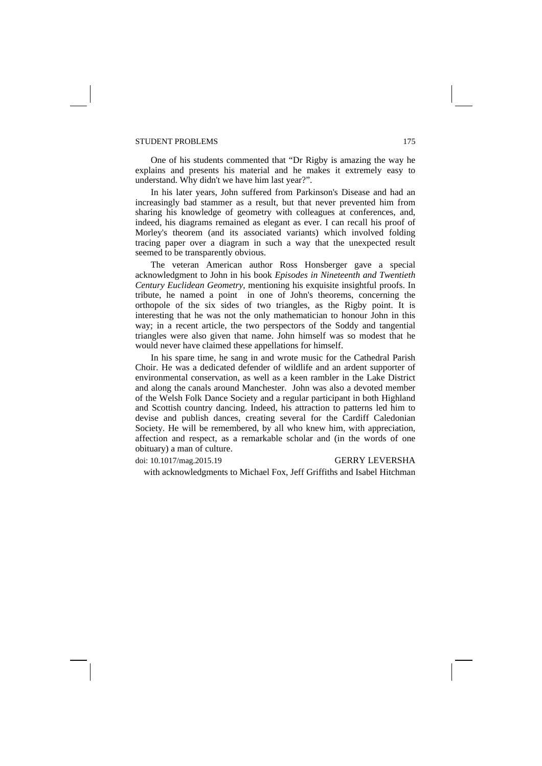One of his students commented that "Dr Rigby is amazing the way he explains and presents his material and he makes it extremely easy to understand. Why didn't we have him last year?".

In his later years, John suffered from Parkinson's Disease and had an increasingly bad stammer as a result, but that never prevented him from sharing his knowledge of geometry with colleagues at conferences, and, indeed, his diagrams remained as elegant as ever. I can recall his proof of Morley's theorem (and its associated variants) which involved folding tracing paper over a diagram in such a way that the unexpected result seemed to be transparently obvious.

The veteran American author Ross Honsberger gave a special acknowledgment to John in his book *Episodes in Nineteenth and Twentieth Century Euclidean Geometry*, mentioning his exquisite insightful proofs. In tribute, he named a point in one of John's theorems, concerning the orthopole of the six sides of two triangles, as the Rigby point. It is interesting that he was not the only mathematician to honour John in this way; in a recent article, the two perspectors of the Soddy and tangential triangles were also given that name. John himself was so modest that he would never have claimed these appellations for himself.

In his spare time, he sang in and wrote music for the Cathedral Parish Choir. He was a dedicated defender of wildlife and an ardent supporter of environmental conservation, as well as a keen rambler in the Lake District and along the canals around Manchester. John was also a devoted member of the Welsh Folk Dance Society and a regular participant in both Highland and Scottish country dancing. Indeed, his attraction to patterns led him to devise and publish dances, creating several for the Cardiff Caledonian Society. He will be remembered, by all who knew him, with appreciation, affection and respect, as a remarkable scholar and (in the words of one obituary) a man of culture.

doi: 10.1017/mag.2015.19 GERRY LEVERSHA

with acknowledgments to Michael Fox, Jeff Griffiths and Isabel Hitchman